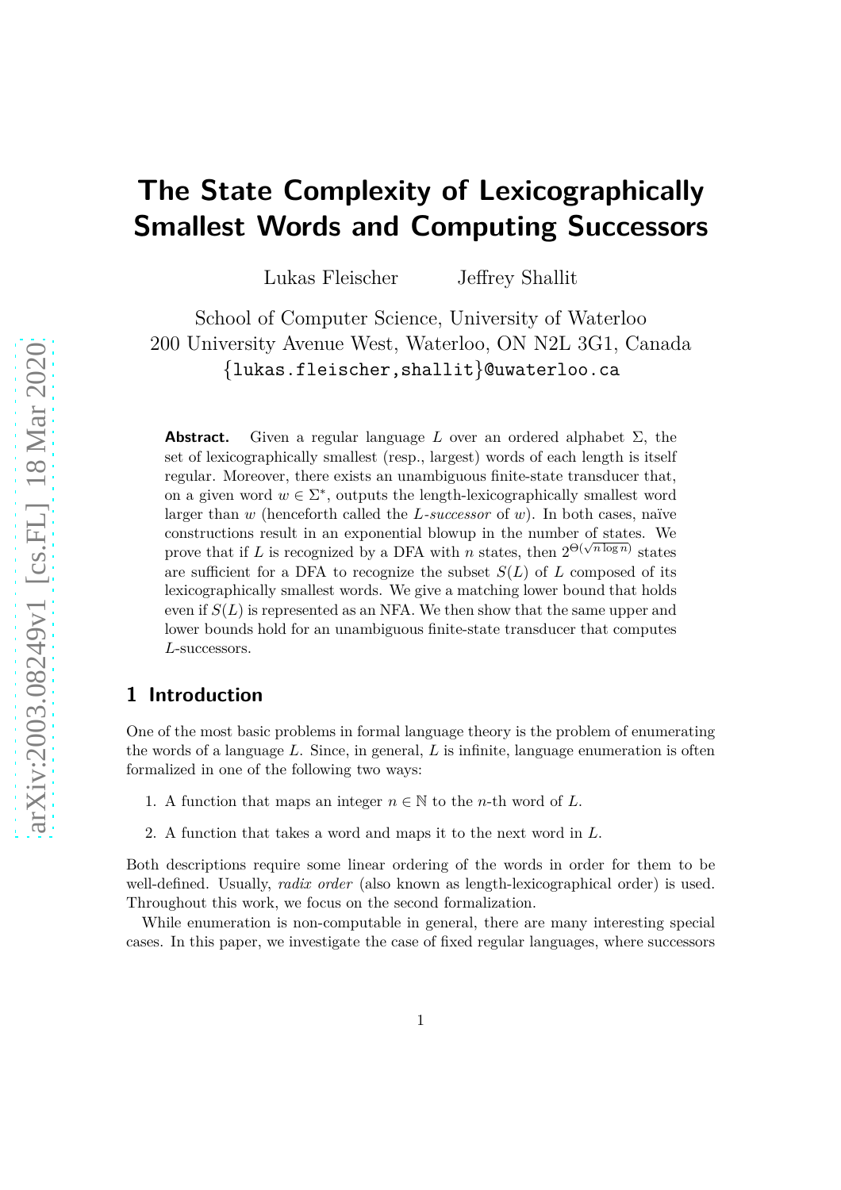# The State Complexity of Lexicographically Smallest Words and Computing Successors

Lukas Fleischer  Jeffrey Shallit

School of Computer Science, University of Waterloo
200 University Avenue West, Waterloo, ON N2L 3G1, Canada
{lukas.fleischer,shallit}@uwaterloo.ca

**Abstract.** Given a regular language $L$ over an ordered alphabet $\Sigma$, the set of lexicographically smallest (resp., largest) words of each length is itself regular. Moreover, there exists an unambiguous finite-state transducer that, on a given word $w \in \Sigma^*$, outputs the length-lexicographically smallest word larger than $w$ (henceforth called the *$L$-successor* of $w$). In both cases, naïve constructions result in an exponential blowup in the number of states. We prove that if $L$ is recognized by a DFA with $n$ states, then $2^{\Theta(\sqrt{n \log n})}$ states are sufficient for a DFA to recognize the subset $S(L)$ of $L$ composed of its lexicographically smallest words. We give a matching lower bound that holds even if $S(L)$ is represented as an NFA. We then show that the same upper and lower bounds hold for an unambiguous finite-state transducer that computes $L$-successors.

## 1 Introduction

One of the most basic problems in formal language theory is the problem of enumerating the words of a language $L$. Since, in general, $L$ is infinite, language enumeration is often formalized in one of the following two ways:

1. A function that maps an integer $n \in \mathbb{N}$ to the $n$-th word of $L$.
2. A function that takes a word and maps it to the next word in $L$.

Both descriptions require some linear ordering of the words in order for them to be well-defined. Usually, *radix order* (also known as length-lexicographical order) is used. Throughout this work, we focus on the second formalization.

While enumeration is non-computable in general, there are many interesting special cases. In this paper, we investigate the case of fixed regular languages, where successors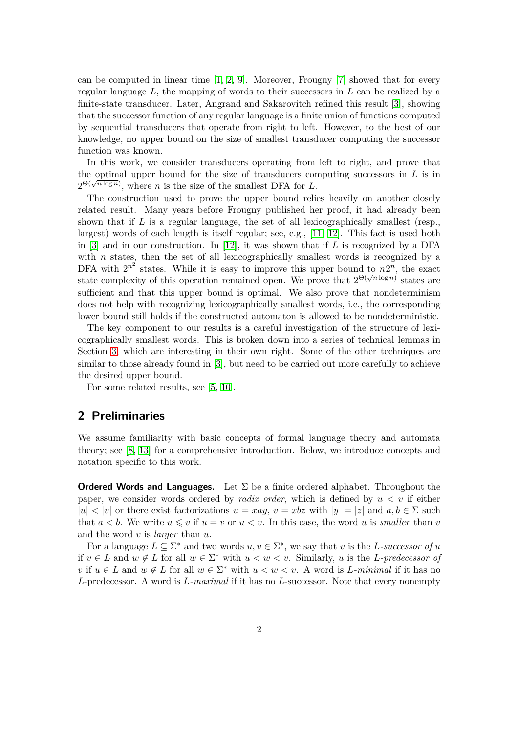can be computed in linear time [1, 2, 9]. Moreover, Frougny [7] showed that for every regular language $L$, the mapping of words to their successors in $L$ can be realized by a finite-state transducer. Later, Angrand and Sakarovitch refined this result [3], showing that the successor function of any regular language is a finite union of functions computed by sequential transducers that operate from right to left. However, to the best of our knowledge, no upper bound on the size of smallest transducer computing the successor function was known.

In this work, we consider transducers operating from left to right, and prove that the optimal upper bound for the size of transducers computing successors in $L$ is in $2^{\Theta(\sqrt{n \log n})}$, where $n$ is the size of the smallest DFA for $L$.

The construction used to prove the upper bound relies heavily on another closely related result. Many years before Frougny published her proof, it had already been shown that if $L$ is a regular language, the set of all lexicographically smallest (resp., largest) words of each length is itself regular; see, e.g., [11, 12]. This fact is used both in [3] and in our construction. In [12], it was shown that if $L$ is recognized by a DFA with $n$ states, then the set of all lexicographically smallest words is recognized by a DFA with $2^{n^2}$ states. While it is easy to improve this upper bound to $n2^n$, the exact state complexity of this operation remained open. We prove that $2^{\Theta(\sqrt{n \log n})}$ states are sufficient and that this upper bound is optimal. We also prove that nondeterminism does not help with recognizing lexicographically smallest words, i.e., the corresponding lower bound still holds if the constructed automaton is allowed to be nondeterministic.

The key component to our results is a careful investigation of the structure of lexicographically smallest words. This is broken down into a series of technical lemmas in Section 3, which are interesting in their own right. Some of the other techniques are similar to those already found in [3], but need to be carried out more carefully to achieve the desired upper bound.

For some related results, see [5, 10].

## 2 Preliminaries

We assume familiarity with basic concepts of formal language theory and automata theory; see [8, 13] for a comprehensive introduction. Below, we introduce concepts and notation specific to this work.

**Ordered Words and Languages.** Let $\Sigma$ be a finite ordered alphabet. Throughout the paper, we consider words ordered by *radix order*, which is defined by $u < v$ if either $|u| < |v|$ or there exist factorizations $u = xay$, $v = xbz$ with $|y| = |z|$ and $a, b \in \Sigma$ such that $a < b$. We write $u \leqslant v$ if $u = v$ or $u < v$. In this case, the word $u$ is *smaller* than $v$ and the word $v$ is *larger* than $u$.

For a language $L \subseteq \Sigma^*$ and two words $u, v \in \Sigma^*$, we say that $v$ is the *$L$-successor of $u$* if $v \in L$ and $w \notin L$ for all $w \in \Sigma^*$ with $u < w < v$. Similarly, $u$ is the *$L$-predecessor of $v$* if $u \in L$ and $w \notin L$ for all $w \in \Sigma^*$ with $u < w < v$. A word is *$L$-minimal* if it has no $L$-predecessor. A word is *$L$-maximal* if it has no $L$-successor. Note that every nonempty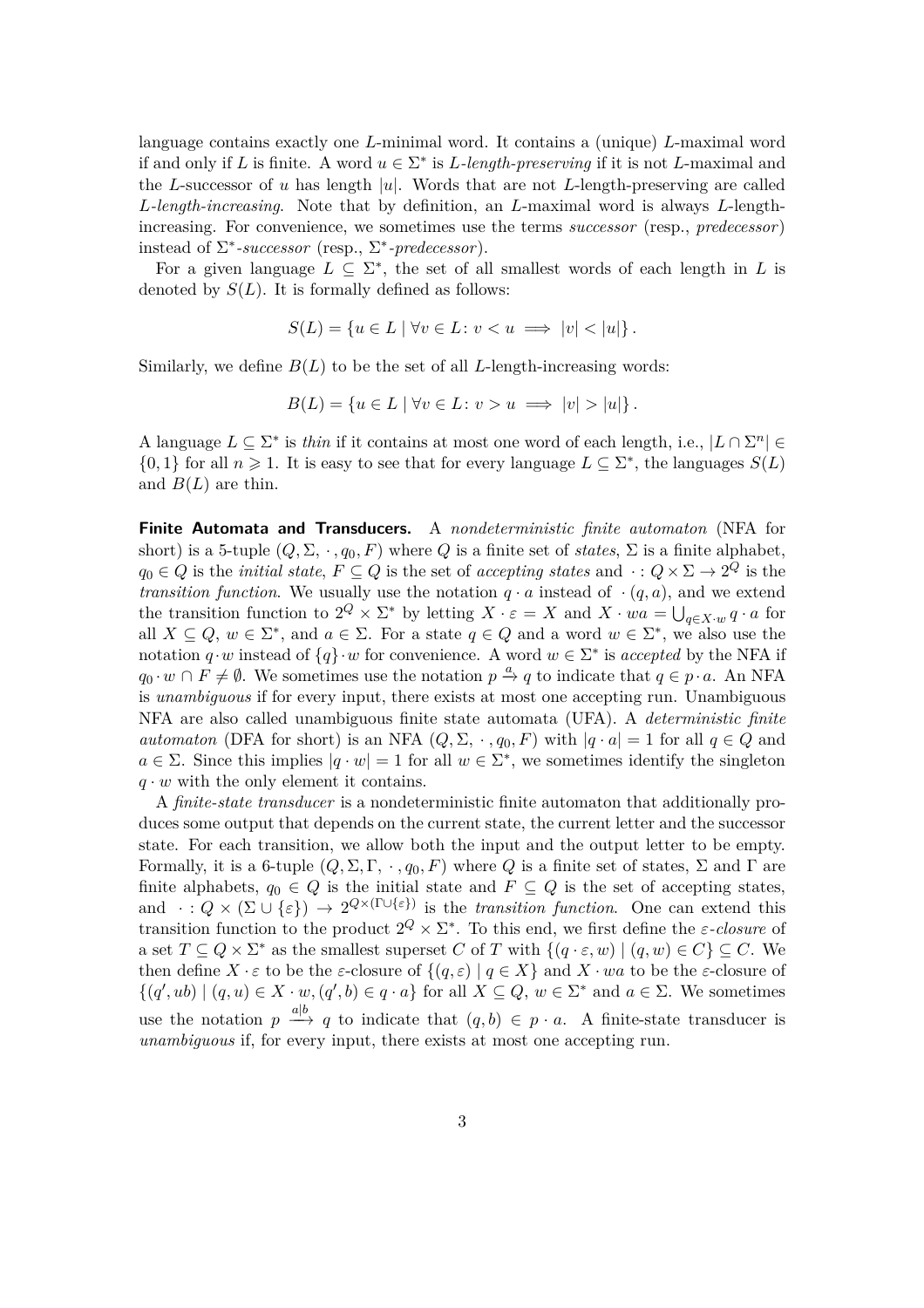language contains exactly one $L$-minimal word. It contains a (unique) $L$-maximal word if and only if $L$ is finite. A word $u \in \Sigma^*$ is *$L$-length-preserving* if it is not $L$-maximal and the $L$-successor of $u$ has length $|u|$. Words that are not $L$-length-preserving are called *$L$-length-increasing*. Note that by definition, an $L$-maximal word is always $L$-length-increasing. For convenience, we sometimes use the terms *successor* (resp., *predecessor*) instead of *$\Sigma^*$-successor* (resp., *$\Sigma^*$-predecessor*).

For a given language $L \subseteq \Sigma^*$, the set of all smallest words of each length in $L$ is denoted by $S(L)$. It is formally defined as follows:

$$S(L) = \{u \in L \mid \forall v \in L \colon v < u \implies |v| < |u|\}.$$

Similarly, we define $B(L)$ to be the set of all $L$-length-increasing words:

$$B(L) = \{u \in L \mid \forall v \in L \colon v > u \implies |v| > |u|\}.$$

A language $L \subseteq \Sigma^*$ is *thin* if it contains at most one word of each length, i.e., $|L \cap \Sigma^n| \in \{0, 1\}$ for all $n \geqslant 1$. It is easy to see that for every language $L \subseteq \Sigma^*$, the languages $S(L)$ and $B(L)$ are thin.

**Finite Automata and Transducers.** A *nondeterministic finite automaton* (NFA for short) is a 5-tuple $(Q, \Sigma, \cdot, q_0, F)$ where $Q$ is a finite set of *states*, $\Sigma$ is a finite alphabet, $q_0 \in Q$ is the *initial state*, $F \subseteq Q$ is the set of *accepting states* and $\cdot : Q \times \Sigma \to 2^Q$ is the *transition function*. We usually use the notation $q \cdot a$ instead of $\cdot(q, a)$, and we extend the transition function to $2^Q \times \Sigma^*$ by letting $X \cdot \varepsilon = X$ and $X \cdot wa = \bigcup_{q \in X \cdot w} q \cdot a$ for all $X \subseteq Q$, $w \in \Sigma^*$, and $a \in \Sigma$. For a state $q \in Q$ and a word $w \in \Sigma^*$, we also use the notation $q \cdot w$ instead of $\{q\} \cdot w$ for convenience. A word $w \in \Sigma^*$ is *accepted* by the NFA if $q_0 \cdot w \cap F \neq \emptyset$. We sometimes use the notation $p \xrightarrow{a} q$ to indicate that $q \in p \cdot a$. An NFA is *unambiguous* if for every input, there exists at most one accepting run. Unambiguous NFA are also called unambiguous finite state automata (UFA). A *deterministic finite automaton* (DFA for short) is an NFA $(Q, \Sigma, \cdot, q_0, F)$ with $|q \cdot a| = 1$ for all $q \in Q$ and $a \in \Sigma$. Since this implies $|q \cdot w| = 1$ for all $w \in \Sigma^*$, we sometimes identify the singleton $q \cdot w$ with the only element it contains.

A *finite-state transducer* is a nondeterministic finite automaton that additionally produces some output that depends on the current state, the current letter and the successor state. For each transition, we allow both the input and the output letter to be empty. Formally, it is a 6-tuple $(Q, \Sigma, \Gamma, \cdot, q_0, F)$ where $Q$ is a finite set of states, $\Sigma$ and $\Gamma$ are finite alphabets, $q_0 \in Q$ is the initial state and $F \subseteq Q$ is the set of accepting states, and $\cdot : Q \times (\Sigma \cup \{\varepsilon\}) \to 2^{Q \times (\Gamma \cup \{\varepsilon\})}$ is the *transition function*. One can extend this transition function to the product $2^Q \times \Sigma^*$. To this end, we first define the *$\varepsilon$-closure* of a set $T \subseteq Q \times \Sigma^*$ as the smallest superset $C$ of $T$ with $\{(q \cdot \varepsilon, w) \mid (q, w) \in C\} \subseteq C$. We then define $X \cdot \varepsilon$ to be the $\varepsilon$-closure of $\{(q, \varepsilon) \mid q \in X\}$ and $X \cdot wa$ to be the $\varepsilon$-closure of $\{(q', ub) \mid (q, u) \in X \cdot w, (q', b) \in q \cdot a\}$ for all $X \subseteq Q$, $w \in \Sigma^*$ and $a \in \Sigma$. We sometimes use the notation $p \xrightarrow{a|b} q$ to indicate that $(q, b) \in p \cdot a$. A finite-state transducer is *unambiguous* if, for every input, there exists at most one accepting run.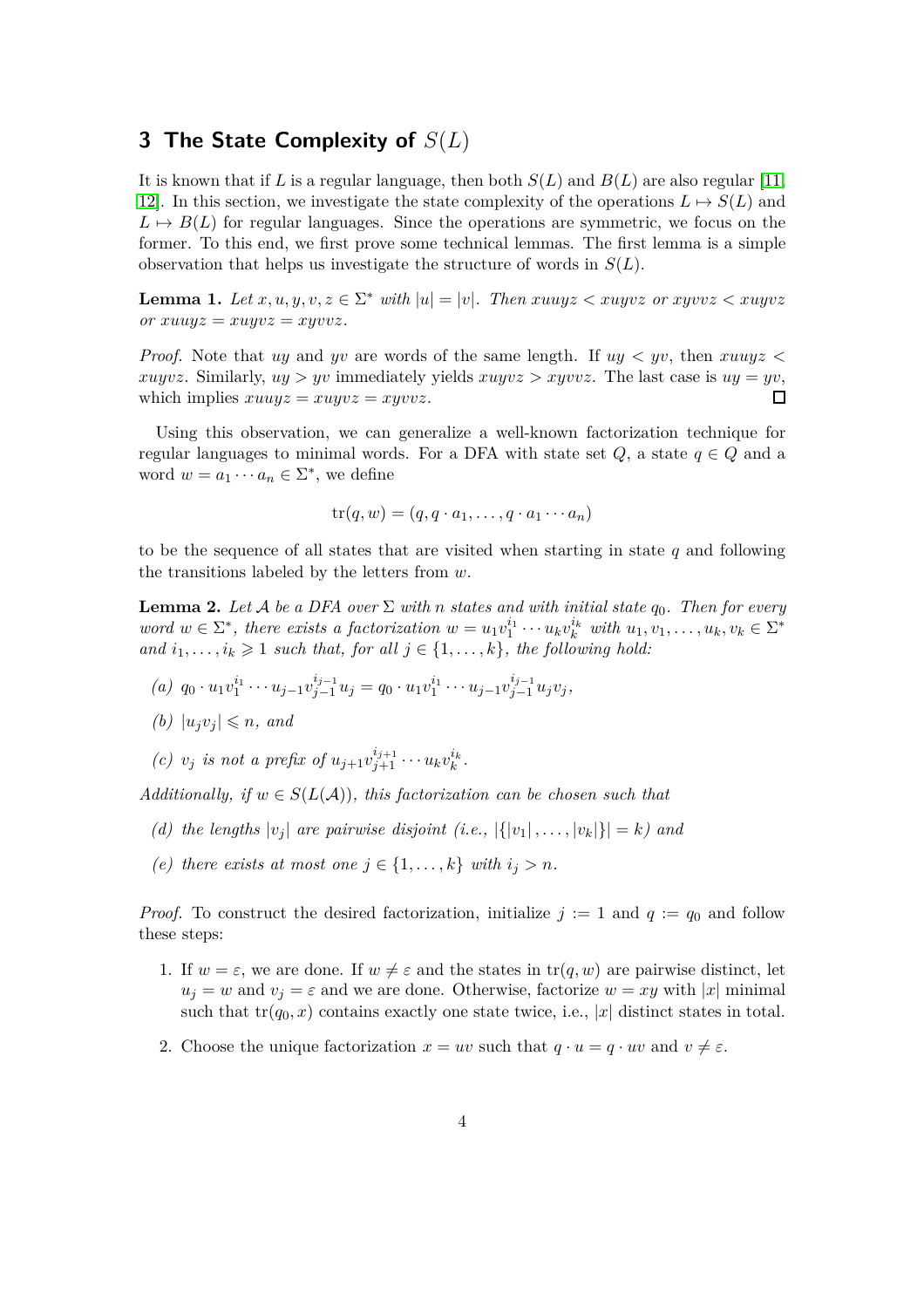## 3 The State Complexity of $S(L)$

It is known that if $L$ is a regular language, then both $S(L)$ and $B(L)$ are also regular [11, 12]. In this section, we investigate the state complexity of the operations $L \mapsto S(L)$ and $L \mapsto B(L)$ for regular languages. Since the operations are symmetric, we focus on the former. To this end, we first prove some technical lemmas. The first lemma is a simple observation that helps us investigate the structure of words in $S(L)$.

**Lemma 1.** *Let $x, u, y, v, z \in \Sigma^*$ with $|u| = |v|$. Then $xuuyz < xuyvz$ or $xyvvz < xuyvz$ or $xuuyz = xuyvz = xyvvz$.*

*Proof.* Note that $uy$ and $yv$ are words of the same length. If $uy < yv$, then $xuuyz < xuyvz$. Similarly, $uy > yv$ immediately yields $xuyvz > xyvvz$. The last case is $uy = yv$, which implies $xuuyz = xuyvz = xyvvz$. ◻

Using this observation, we can generalize a well-known factorization technique for regular languages to minimal words. For a DFA with state set $Q$, a state $q \in Q$ and a word $w = a_1 \cdots a_n \in \Sigma^*$, we define

$$\mathrm{tr}(q, w) = (q, q \cdot a_1, \ldots, q \cdot a_1 \cdots a_n)$$

to be the sequence of all states that are visited when starting in state $q$ and following the transitions labeled by the letters from $w$.

**Lemma 2.** *Let $\mathcal{A}$ be a DFA over $\Sigma$ with $n$ states and with initial state $q_0$. Then for every word $w \in \Sigma^*$, there exists a factorization $w = u_1 v_1^{i_1} \cdots u_k v_k^{i_k}$ with $u_1, v_1, \ldots, u_k, v_k \in \Sigma^*$ and $i_1, \ldots, i_k \geqslant 1$ such that, for all $j \in \{1, \ldots, k\}$, the following hold:*

*(a)* $q_0 \cdot u_1 v_1^{i_1} \cdots u_{j-1} v_{j-1}^{i_{j-1}} u_j = q_0 \cdot u_1 v_1^{i_1} \cdots u_{j-1} v_{j-1}^{i_{j-1}} u_j v_j$,

*(b)* $|u_j v_j| \leqslant n$, *and*

*(c)* $v_j$ *is not a prefix of* $u_{j+1} v_{j+1}^{i_{j+1}} \cdots u_k v_k^{i_k}$.

*Additionally, if $w \in S(L(\mathcal{A}))$, this factorization can be chosen such that*

*(d) the lengths $|v_j|$ are pairwise disjoint (i.e., $|\{|v_1|, \ldots, |v_k|\}| = k$) and*

*(e) there exists at most one $j \in \{1, \ldots, k\}$ with $i_j > n$.*

*Proof.* To construct the desired factorization, initialize $j := 1$ and $q := q_0$ and follow these steps:

1. If $w = \varepsilon$, we are done. If $w \neq \varepsilon$ and the states in $\mathrm{tr}(q, w)$ are pairwise distinct, let $u_j = w$ and $v_j = \varepsilon$ and we are done. Otherwise, factorize $w = xy$ with $|x|$ minimal such that $\mathrm{tr}(q_0, x)$ contains exactly one state twice, i.e., $|x|$ distinct states in total.
2. Choose the unique factorization $x = uv$ such that $q \cdot u = q \cdot uv$ and $v \neq \varepsilon$.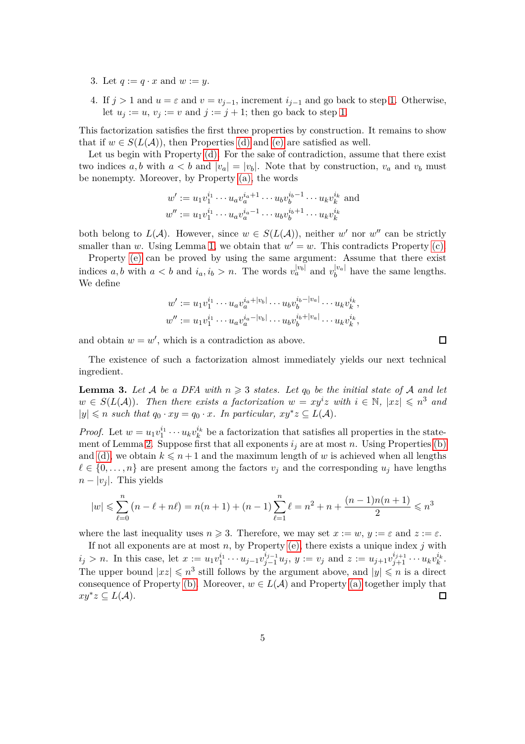3. Let $q := q \cdot x$ and $w := y$.
4. If $j > 1$ and $u = \varepsilon$ and $v = v_{j-1}$, increment $i_{j-1}$ and go back to step 1. Otherwise, let $u_j := u$, $v_j := v$ and $j := j + 1$; then go back to step 1.

This factorization satisfies the first three properties by construction. It remains to show that if $w \in S(L(\mathcal{A}))$, then Properties (d) and (e) are satisfied as well.

Let us begin with Property (d). For the sake of contradiction, assume that there exist two indices $a, b$ with $a < b$ and $|v_a| = |v_b|$. Note that by construction, $v_a$ and $v_b$ must be nonempty. Moreover, by Property (a), the words

$$w' := u_1 v_1^{i_1} \cdots u_a v_a^{i_a+1} \cdots u_b v_b^{i_b-1} \cdots u_k v_k^{i_k} \text{ and}$$
$$w'' := u_1 v_1^{i_1} \cdots u_a v_a^{i_a-1} \cdots u_b v_b^{i_b+1} \cdots u_k v_k^{i_k}$$

both belong to $L(\mathcal{A})$. However, since $w \in S(L(\mathcal{A}))$, neither $w'$ nor $w''$ can be strictly smaller than $w$. Using Lemma 1, we obtain that $w' = w$. This contradicts Property (c).

Property (e) can be proved by using the same argument: Assume that there exist indices $a, b$ with $a < b$ and $i_a, i_b > n$. The words $v_a^{|v_b|}$ and $v_b^{|v_a|}$ have the same lengths. We define

$$w' := u_1 v_1^{i_1} \cdots u_a v_a^{i_a+|v_b|} \cdots u_b v_b^{i_b-|v_a|} \cdots u_k v_k^{i_k},$$
$$w'' := u_1 v_1^{i_1} \cdots u_a v_a^{i_a-|v_b|} \cdots u_b v_b^{i_b+|v_a|} \cdots u_k v_k^{i_k},$$

and obtain $w = w'$, which is a contradiction as above. ◻

The existence of such a factorization almost immediately yields our next technical ingredient.

**Lemma 3.** *Let $\mathcal{A}$ be a DFA with $n \geqslant 3$ states. Let $q_0$ be the initial state of $\mathcal{A}$ and let $w \in S(L(\mathcal{A}))$. Then there exists a factorization $w = xy^iz$ with $i \in \mathbb{N}$, $|xz| \leqslant n^3$ and $|y| \leqslant n$ such that $q_0 \cdot xy = q_0 \cdot x$. In particular, $xy^*z \subseteq L(\mathcal{A})$.*

*Proof.* Let $w = u_1 v_1^{i_1} \cdots u_k v_k^{i_k}$ be a factorization that satisfies all properties in the statement of Lemma 2. Suppose first that all exponents $i_j$ are at most $n$. Using Properties (b) and (d), we obtain $k \leqslant n+1$ and the maximum length of $w$ is achieved when all lengths $\ell \in \{0, \dots, n\}$ are present among the factors $v_j$ and the corresponding $u_j$ have lengths $n - |v_j|$. This yields

$$|w| \leqslant \sum_{\ell=0}^{n} (n - \ell + n\ell) = n(n+1) + (n-1)\sum_{\ell=1}^{n} \ell = n^2 + n + \frac{(n-1)n(n+1)}{2} \leqslant n^3$$

where the last inequality uses $n \geqslant 3$. Therefore, we may set $x := w$, $y := \varepsilon$ and $z := \varepsilon$.

If not all exponents are at most $n$, by Property (e), there exists a unique index $j$ with $i_j > n$. In this case, let $x := u_1 v_1^{i_1} \cdots u_{j-1} v_{j-1}^{i_{j-1}} u_j$, $y := v_j$ and $z := u_{j+1} v_{j+1}^{i_{j+1}} \cdots u_k v_k^{i_k}$. The upper bound $|xz| \leqslant n^3$ still follows by the argument above, and $|y| \leqslant n$ is a direct consequence of Property (b). Moreover, $w \in L(\mathcal{A})$ and Property (a) together imply that $xy^*z \subseteq L(\mathcal{A})$. ◻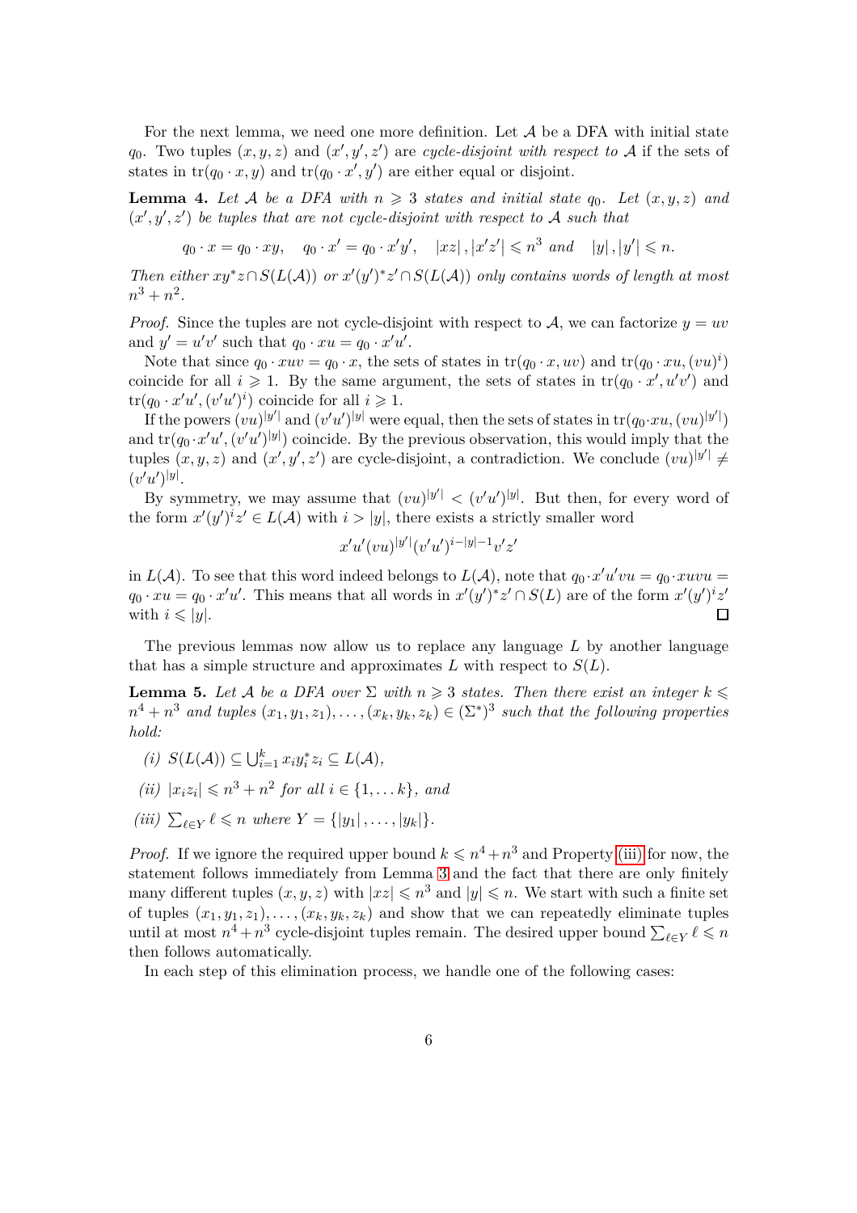For the next lemma, we need one more definition. Let $\mathcal{A}$ be a DFA with initial state $q_0$. Two tuples $(x, y, z)$ and $(x', y', z')$ are *cycle-disjoint with respect to* $\mathcal{A}$ if the sets of states in $\mathrm{tr}(q_0 \cdot x, y)$ and $\mathrm{tr}(q_0 \cdot x', y')$ are either equal or disjoint.

**Lemma 4.** *Let $\mathcal{A}$ be a DFA with $n \geqslant 3$ states and initial state $q_0$. Let $(x, y, z)$ and $(x', y', z')$ be tuples that are not cycle-disjoint with respect to $\mathcal{A}$ such that*

$$q_0 \cdot x = q_0 \cdot xy, \quad q_0 \cdot x' = q_0 \cdot x'y', \quad |xz|, |x'z'| \leqslant n^3 \text{ and } \quad |y|, |y'| \leqslant n.$$

*Then either $xy^*z \cap S(L(\mathcal{A}))$ or $x'(y')^*z' \cap S(L(\mathcal{A}))$ only contains words of length at most $n^3 + n^2$.*

*Proof.* Since the tuples are not cycle-disjoint with respect to $\mathcal{A}$, we can factorize $y = uv$ and $y' = u'v'$ such that $q_0 \cdot xu = q_0 \cdot x'u'$.

Note that since $q_0 \cdot xuv = q_0 \cdot x$, the sets of states in $\mathrm{tr}(q_0 \cdot x, uv)$ and $\mathrm{tr}(q_0 \cdot xu, (vu)^i)$ coincide for all $i \geqslant 1$. By the same argument, the sets of states in $\mathrm{tr}(q_0 \cdot x', u'v')$ and $\mathrm{tr}(q_0 \cdot x'u', (v'u')^i)$ coincide for all $i \geqslant 1$.

If the powers $(vu)^{|y'|}$ and $(v'u')^{|y|}$ were equal, then the sets of states in $\mathrm{tr}(q_0 \cdot xu, (vu)^{|y'|})$ and $\mathrm{tr}(q_0 \cdot x'u', (v'u')^{|y|})$ coincide. By the previous observation, this would imply that the tuples $(x, y, z)$ and $(x', y', z')$ are cycle-disjoint, a contradiction. We conclude $(vu)^{|y'|} \neq (v'u')^{|y|}$.

By symmetry, we may assume that $(vu)^{|y'|} < (v'u')^{|y|}$. But then, for every word of the form $x'(y')^i z' \in L(\mathcal{A})$ with $i > |y|$, there exists a strictly smaller word

$$x'u'(vu)^{|y'|}(v'u')^{i-|y|-1}v'z'$$

in $L(\mathcal{A})$. To see that this word indeed belongs to $L(\mathcal{A})$, note that $q_0 \cdot x'u'vu = q_0 \cdot xuvu = q_0 \cdot xu = q_0 \cdot x'u'$. This means that all words in $x'(y')^*z' \cap S(L)$ are of the form $x'(y')^i z'$ with $i \leqslant |y|$. $\square$

The previous lemmas now allow us to replace any language $L$ by another language that has a simple structure and approximates $L$ with respect to $S(L)$.

**Lemma 5.** *Let $\mathcal{A}$ be a DFA over $\Sigma$ with $n \geqslant 3$ states. Then there exist an integer $k \leqslant n^4 + n^3$ and tuples $(x_1, y_1, z_1), \ldots, (x_k, y_k, z_k) \in (\Sigma^*)^3$ such that the following properties hold:*

*(i)* $S(L(\mathcal{A})) \subseteq \bigcup_{i=1}^k x_i y_i^* z_i \subseteq L(\mathcal{A})$,

*(ii)* $|x_i z_i| \leqslant n^3 + n^2$ *for all* $i \in \{1, \ldots k\}$, *and*

*(iii)* $\sum_{\ell \in Y} \ell \leqslant n$ *where* $Y = \{|y_1|, \ldots, |y_k|\}$.

*Proof.* If we ignore the required upper bound $k \leqslant n^4 + n^3$ and Property (iii) for now, the statement follows immediately from Lemma 3 and the fact that there are only finitely many different tuples $(x, y, z)$ with $|xz| \leqslant n^3$ and $|y| \leqslant n$. We start with such a finite set of tuples $(x_1, y_1, z_1), \ldots, (x_k, y_k, z_k)$ and show that we can repeatedly eliminate tuples until at most $n^4 + n^3$ cycle-disjoint tuples remain. The desired upper bound $\sum_{\ell \in Y} \ell \leqslant n$ then follows automatically.

In each step of this elimination process, we handle one of the following cases: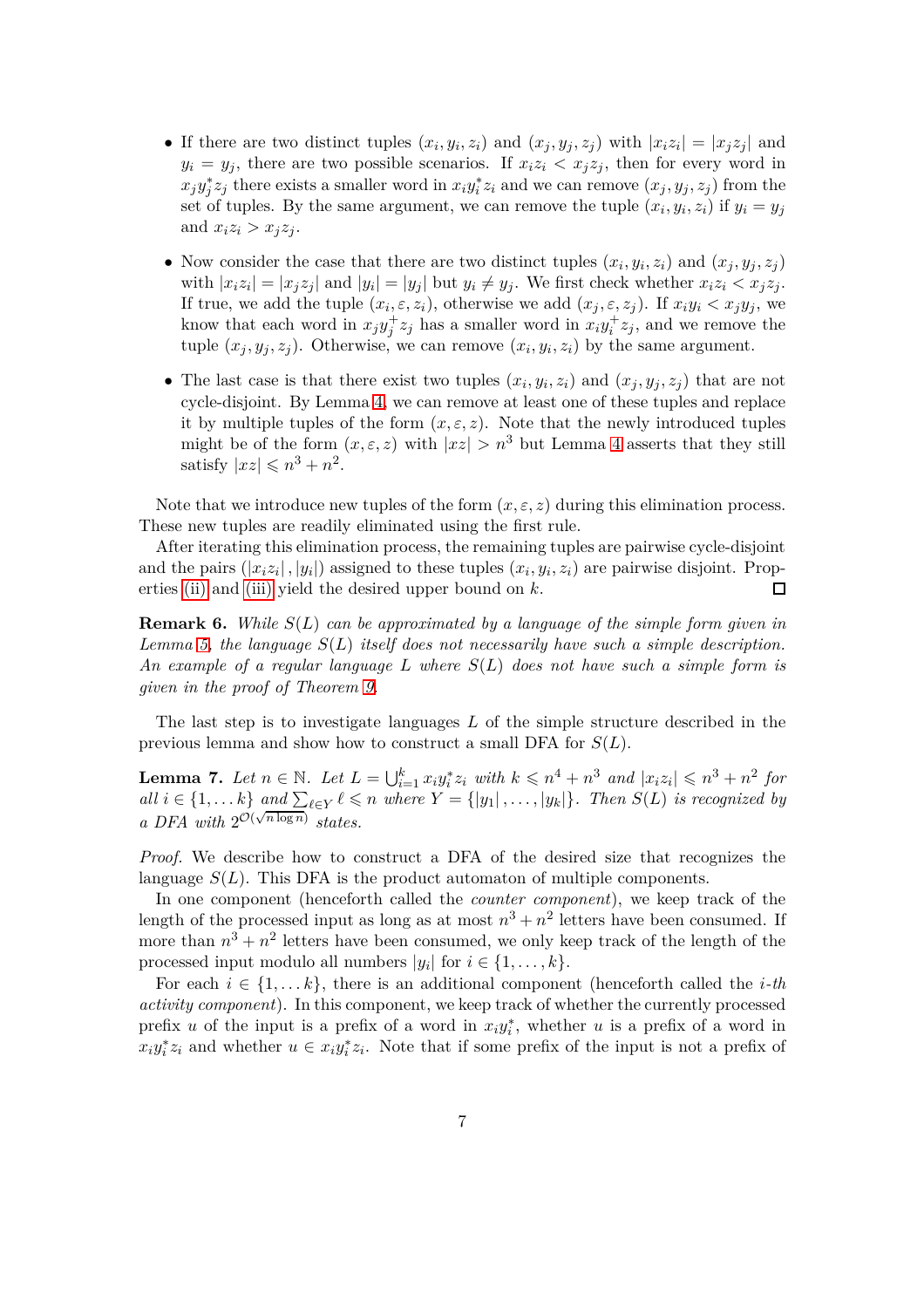- If there are two distinct tuples $(x_i, y_i, z_i)$ and $(x_j, y_j, z_j)$ with $|x_i z_i| = |x_j z_j|$ and $y_i = y_j$, there are two possible scenarios. If $x_i z_i < x_j z_j$, then for every word in $x_j y_j^* z_j$ there exists a smaller word in $x_i y_i^* z_i$ and we can remove $(x_j, y_j, z_j)$ from the set of tuples. By the same argument, we can remove the tuple $(x_i, y_i, z_i)$ if $y_i = y_j$ and $x_i z_i > x_j z_j$.
- Now consider the case that there are two distinct tuples $(x_i, y_i, z_i)$ and $(x_j, y_j, z_j)$ with $|x_i z_i| = |x_j z_j|$ and $|y_i| = |y_j|$ but $y_i \neq y_j$. We first check whether $x_i z_i < x_j z_j$. If true, we add the tuple $(x_i, \varepsilon, z_i)$, otherwise we add $(x_j, \varepsilon, z_j)$. If $x_i y_i < x_j y_j$, we know that each word in $x_j y_j^+ z_j$ has a smaller word in $x_i y_i^+ z_j$, and we remove the tuple $(x_j, y_j, z_j)$. Otherwise, we can remove $(x_i, y_i, z_i)$ by the same argument.
- The last case is that there exist two tuples $(x_i, y_i, z_i)$ and $(x_j, y_j, z_j)$ that are not cycle-disjoint. By Lemma 4, we can remove at least one of these tuples and replace it by multiple tuples of the form $(x, \varepsilon, z)$. Note that the newly introduced tuples might be of the form $(x, \varepsilon, z)$ with $|xz| > n^3$ but Lemma 4 asserts that they still satisfy $|xz| \leqslant n^3 + n^2$.

Note that we introduce new tuples of the form $(x, \varepsilon, z)$ during this elimination process. These new tuples are readily eliminated using the first rule.

After iterating this elimination process, the remaining tuples are pairwise cycle-disjoint and the pairs $(|x_i z_i|, |y_i|)$ assigned to these tuples $(x_i, y_i, z_i)$ are pairwise disjoint. Properties (ii) and (iii) yield the desired upper bound on $k$. ◻

**Remark 6.** *While $S(L)$ can be approximated by a language of the simple form given in Lemma 5, the language $S(L)$ itself does not necessarily have such a simple description. An example of a regular language $L$ where $S(L)$ does not have such a simple form is given in the proof of Theorem 9.*

The last step is to investigate languages $L$ of the simple structure described in the previous lemma and show how to construct a small DFA for $S(L)$.

**Lemma 7.** *Let $n \in \mathbb{N}$. Let $L = \bigcup_{i=1}^{k} x_i y_i^* z_i$ with $k \leqslant n^4 + n^3$ and $|x_i z_i| \leqslant n^3 + n^2$ for all $i \in \{1, \dots k\}$ and $\sum_{\ell \in Y} \ell \leqslant n$ where $Y = \{|y_1|, \dots, |y_k|\}$. Then $S(L)$ is recognized by a DFA with $2^{\mathcal{O}(\sqrt{n \log n})}$ states.*

*Proof.* We describe how to construct a DFA of the desired size that recognizes the language $S(L)$. This DFA is the product automaton of multiple components.

In one component (henceforth called the *counter component*), we keep track of the length of the processed input as long as at most $n^3 + n^2$ letters have been consumed. If more than $n^3 + n^2$ letters have been consumed, we only keep track of the length of the processed input modulo all numbers $|y_i|$ for $i \in \{1, \dots, k\}$.

For each $i \in \{1, \dots k\}$, there is an additional component (henceforth called the *$i$-th activity component*). In this component, we keep track of whether the currently processed prefix $u$ of the input is a prefix of a word in $x_i y_i^*$, whether $u$ is a prefix of a word in $x_i y_i^* z_i$ and whether $u \in x_i y_i^* z_i$. Note that if some prefix of the input is not a prefix of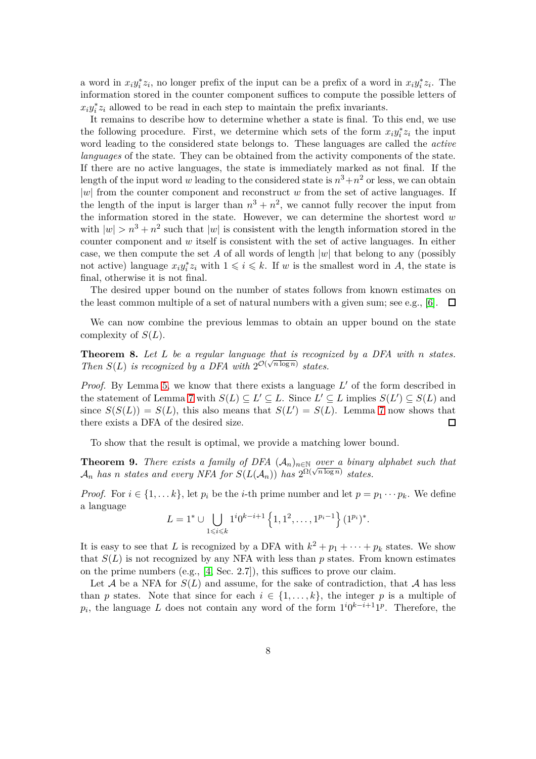a word in $x_i y_i^* z_i$, no longer prefix of the input can be a prefix of a word in $x_i y_i^* z_i$. The information stored in the counter component suffices to compute the possible letters of $x_i y_i^* z_i$ allowed to be read in each step to maintain the prefix invariants.

It remains to describe how to determine whether a state is final. To this end, we use the following procedure. First, we determine which sets of the form $x_i y_i^* z_i$ the input word leading to the considered state belongs to. These languages are called the *active languages* of the state. They can be obtained from the activity components of the state. If there are no active languages, the state is immediately marked as not final. If the length of the input word $w$ leading to the considered state is $n^3+n^2$ or less, we can obtain $|w|$ from the counter component and reconstruct $w$ from the set of active languages. If the length of the input is larger than $n^3 + n^2$, we cannot fully recover the input from the information stored in the state. However, we can determine the shortest word $w$ with $|w| > n^3 + n^2$ such that $|w|$ is consistent with the length information stored in the counter component and $w$ itself is consistent with the set of active languages. In either case, we then compute the set $A$ of all words of length $|w|$ that belong to any (possibly not active) language $x_i y_i^* z_i$ with $1 \leqslant i \leqslant k$. If $w$ is the smallest word in $A$, the state is final, otherwise it is not final.

The desired upper bound on the number of states follows from known estimates on the least common multiple of a set of natural numbers with a given sum; see e.g., [6]. ◻

We can now combine the previous lemmas to obtain an upper bound on the state complexity of $S(L)$.

**Theorem 8.** *Let $L$ be a regular language that is recognized by a DFA with $n$ states. Then $S(L)$ is recognized by a DFA with $2^{\mathcal{O}(\sqrt{n \log n})}$ states.*

*Proof.* By Lemma 5, we know that there exists a language $L'$ of the form described in the statement of Lemma 7 with $S(L) \subseteq L' \subseteq L$. Since $L' \subseteq L$ implies $S(L') \subseteq S(L)$ and since $S(S(L)) = S(L)$, this also means that $S(L') = S(L)$. Lemma 7 now shows that there exists a DFA of the desired size. ◻

To show that the result is optimal, we provide a matching lower bound.

**Theorem 9.** *There exists a family of DFA $(\mathcal{A}_n)_{n \in \mathbb{N}}$ over a binary alphabet such that $\mathcal{A}_n$ has $n$ states and every NFA for $S(L(\mathcal{A}_n))$ has $2^{\Omega(\sqrt{n \log n})}$ states.*

*Proof.* For $i \in \{1, \dots k\}$, let $p_i$ be the $i$-th prime number and let $p = p_1 \cdots p_k$. We define a language

$$L = 1^* \cup \bigcup_{1 \leqslant i \leqslant k} 1^i 0^{k-i+1} \left\{1, 1^2, \dots, 1^{p_i - 1}\right\} (1^{p_i})^*.$$

It is easy to see that $L$ is recognized by a DFA with $k^2 + p_1 + \cdots + p_k$ states. We show that $S(L)$ is not recognized by any NFA with less than $p$ states. From known estimates on the prime numbers (e.g., [4, Sec. 2.7]), this suffices to prove our claim.

Let $\mathcal{A}$ be a NFA for $S(L)$ and assume, for the sake of contradiction, that $\mathcal{A}$ has less than $p$ states. Note that since for each $i \in \{1, \dots, k\}$, the integer $p$ is a multiple of $p_i$, the language $L$ does not contain any word of the form $1^i 0^{k-i+1} 1^p$. Therefore, the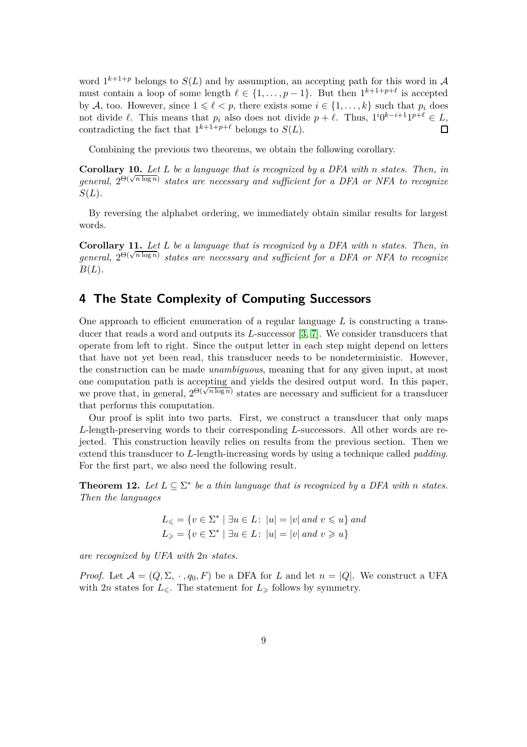word $1^{k+1+p}$ belongs to $S(L)$ and by assumption, an accepting path for this word in $\mathcal{A}$ must contain a loop of some length $\ell \in \{1, \ldots, p-1\}$. But then $1^{k+1+p+\ell}$ is accepted by $\mathcal{A}$, too. However, since $1 \leqslant \ell < p$, there exists some $i \in \{1, \ldots, k\}$ such that $p_i$ does not divide $\ell$. This means that $p_i$ also does not divide $p + \ell$. Thus, $1^i 0^{k-i+1} 1^{p+\ell} \in L$, contradicting the fact that $1^{k+1+p+\ell}$ belongs to $S(L)$. ∎

Combining the previous two theorems, we obtain the following corollary.

**Corollary 10.** *Let $L$ be a language that is recognized by a DFA with $n$ states. Then, in general, $2^{\Theta(\sqrt{n \log n})}$ states are necessary and sufficient for a DFA or NFA to recognize $S(L)$.*

By reversing the alphabet ordering, we immediately obtain similar results for largest words.

**Corollary 11.** *Let $L$ be a language that is recognized by a DFA with $n$ states. Then, in general, $2^{\Theta(\sqrt{n \log n})}$ states are necessary and sufficient for a DFA or NFA to recognize $B(L)$.*

## 4 The State Complexity of Computing Successors

One approach to efficient enumeration of a regular language $L$ is constructing a transducer that reads a word and outputs its $L$-successor [3, 7]. We consider transducers that operate from left to right. Since the output letter in each step might depend on letters that have not yet been read, this transducer needs to be nondeterministic. However, the construction can be made *unambiguous*, meaning that for any given input, at most one computation path is accepting and yields the desired output word. In this paper, we prove that, in general, $2^{\Theta(\sqrt{n \log n})}$ states are necessary and sufficient for a transducer that performs this computation.

Our proof is split into two parts. First, we construct a transducer that only maps $L$-length-preserving words to their corresponding $L$-successors. All other words are rejected. This construction heavily relies on results from the previous section. Then we extend this transducer to $L$-length-increasing words by using a technique called *padding*. For the first part, we also need the following result.

**Theorem 12.** *Let $L \subseteq \Sigma^*$ be a thin language that is recognized by a DFA with $n$ states. Then the languages*

$$L_{\leqslant} = \{v \in \Sigma^* \mid \exists u \in L\colon\ |u| = |v| \text{ and } v \leqslant u\} \text{ and}$$
$$L_{\geqslant} = \{v \in \Sigma^* \mid \exists u \in L\colon\ |u| = |v| \text{ and } v \geqslant u\}$$

*are recognized by UFA with $2n$ states.*

*Proof.* Let $\mathcal{A} = (Q, \Sigma, \cdot, q_0, F)$ be a DFA for $L$ and let $n = |Q|$. We construct a UFA with $2n$ states for $L_{\leqslant}$. The statement for $L_{\geqslant}$ follows by symmetry.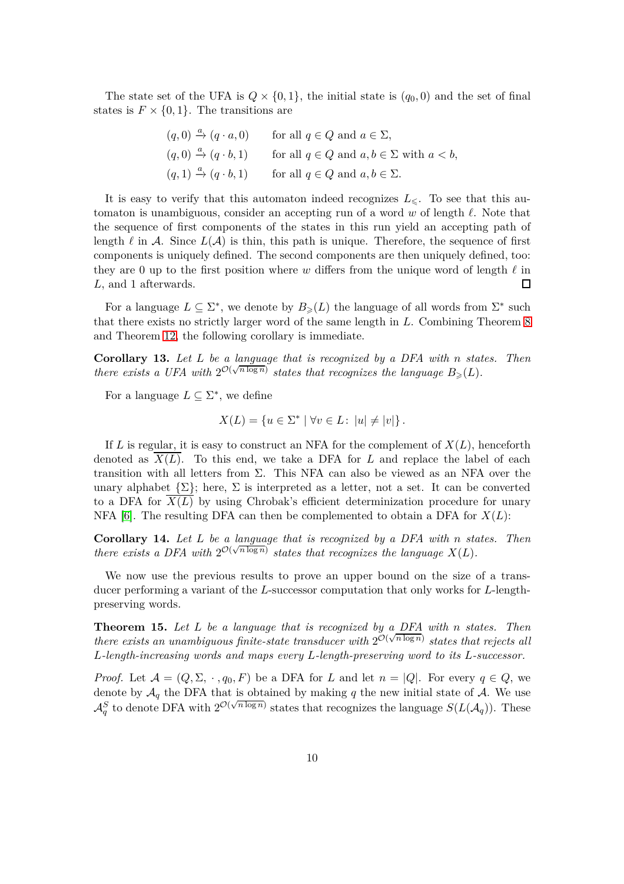The state set of the UFA is $Q \times \{0,1\}$, the initial state is $(q_0, 0)$ and the set of final states is $F \times \{0,1\}$. The transitions are

$$
\begin{aligned}
&(q,0) \xrightarrow{a} (q \cdot a, 0) && \text{for all } q \in Q \text{ and } a \in \Sigma,\\
&(q,0) \xrightarrow{a} (q \cdot b, 1) && \text{for all } q \in Q \text{ and } a, b \in \Sigma \text{ with } a < b,\\
&(q,1) \xrightarrow{a} (q \cdot b, 1) && \text{for all } q \in Q \text{ and } a, b \in \Sigma.
\end{aligned}
$$

It is easy to verify that this automaton indeed recognizes $L_{\leqslant}$. To see that this automaton is unambiguous, consider an accepting run of a word $w$ of length $\ell$. Note that the sequence of first components of the states in this run yield an accepting path of length $\ell$ in $\mathcal{A}$. Since $L(\mathcal{A})$ is thin, this path is unique. Therefore, the sequence of first components is uniquely defined. The second components are then uniquely defined, too: they are 0 up to the first position where $w$ differs from the unique word of length $\ell$ in $L$, and 1 afterwards. ◻

For a language $L \subseteq \Sigma^*$, we denote by $B_{\geqslant}(L)$ the language of all words from $\Sigma^*$ such that there exists no strictly larger word of the same length in $L$. Combining Theorem 8 and Theorem 12, the following corollary is immediate.

**Corollary 13.** *Let $L$ be a language that is recognized by a DFA with $n$ states. Then there exists a UFA with $2^{\mathcal{O}(\sqrt{n \log n})}$ states that recognizes the language $B_{\geqslant}(L)$.*

For a language $L \subseteq \Sigma^*$, we define

$$
X(L) = \{u \in \Sigma^* \mid \forall v \in L \colon |u| \neq |v|\}.
$$

If $L$ is regular, it is easy to construct an NFA for the complement of $X(L)$, henceforth denoted as $\overline{X(L)}$. To this end, we take a DFA for $L$ and replace the label of each transition with all letters from $\Sigma$. This NFA can also be viewed as an NFA over the unary alphabet $\{\Sigma\}$; here, $\Sigma$ is interpreted as a letter, not a set. It can be converted to a DFA for $\overline{X(L)}$ by using Chrobak's efficient determinization procedure for unary NFA [6]. The resulting DFA can then be complemented to obtain a DFA for $X(L)$:

**Corollary 14.** *Let $L$ be a language that is recognized by a DFA with $n$ states. Then there exists a DFA with $2^{\mathcal{O}(\sqrt{n \log n})}$ states that recognizes the language $X(L)$.*

We now use the previous results to prove an upper bound on the size of a transducer performing a variant of the $L$-successor computation that only works for $L$-length-preserving words.

**Theorem 15.** *Let $L$ be a language that is recognized by a DFA with $n$ states. Then there exists an unambiguous finite-state transducer with $2^{\mathcal{O}(\sqrt{n \log n})}$ states that rejects all $L$-length-increasing words and maps every $L$-length-preserving word to its $L$-successor.*

*Proof.* Let $\mathcal{A} = (Q, \Sigma, \cdot, q_0, F)$ be a DFA for $L$ and let $n = |Q|$. For every $q \in Q$, we denote by $\mathcal{A}_q$ the DFA that is obtained by making $q$ the new initial state of $\mathcal{A}$. We use $\mathcal{A}_q^S$ to denote DFA with $2^{\mathcal{O}(\sqrt{n \log n})}$ states that recognizes the language $S(L(\mathcal{A}_q))$. These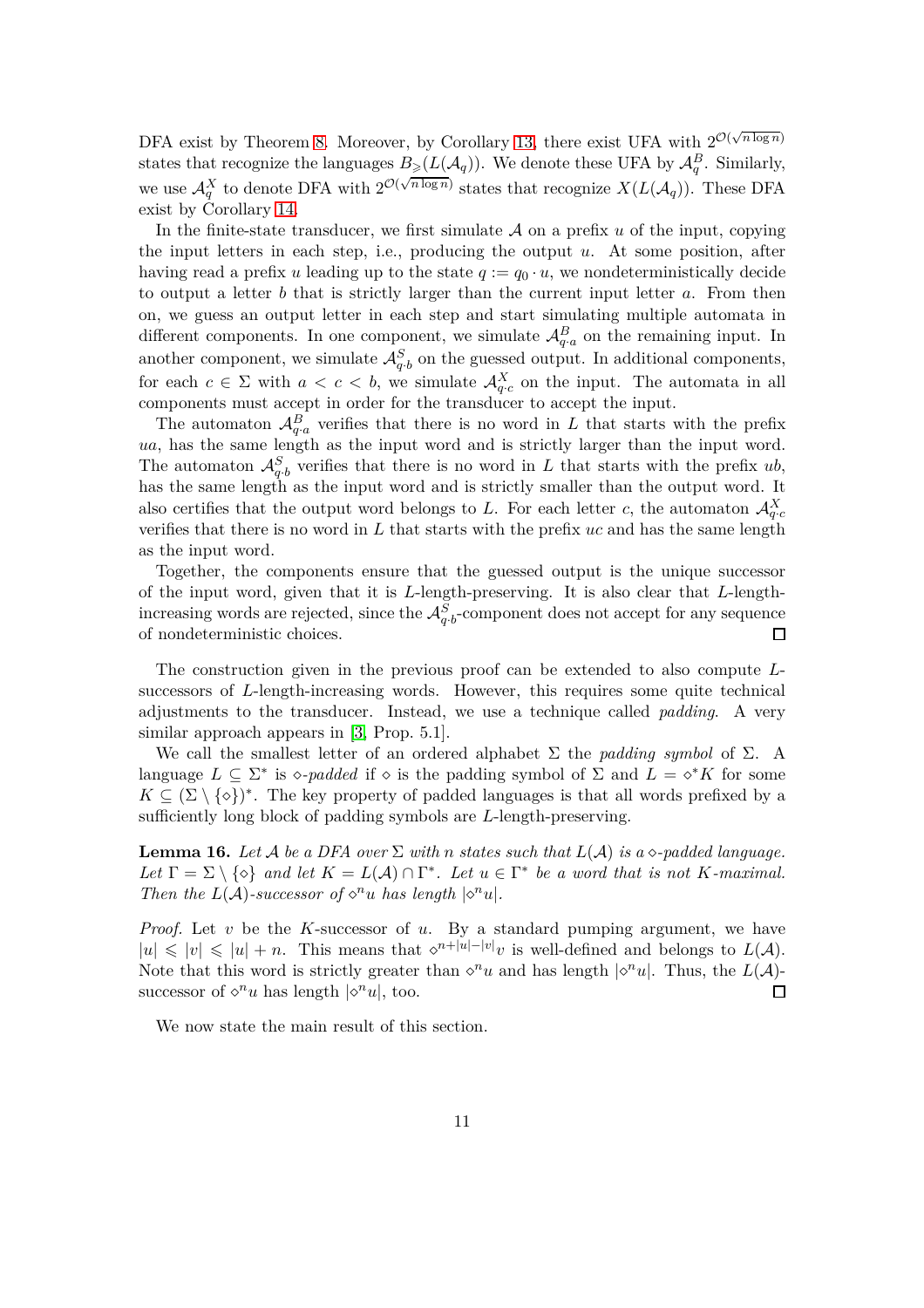DFA exist by Theorem 8. Moreover, by Corollary 13, there exist UFA with $2^{\mathcal{O}(\sqrt{n \log n})}$ states that recognize the languages $B_{\geqslant}(L(\mathcal{A}_q))$. We denote these UFA by $\mathcal{A}_q^B$. Similarly, we use $\mathcal{A}_q^X$ to denote DFA with $2^{\mathcal{O}(\sqrt{n \log n})}$ states that recognize $X(L(\mathcal{A}_q))$. These DFA exist by Corollary 14.

In the finite-state transducer, we first simulate $\mathcal{A}$ on a prefix $u$ of the input, copying the input letters in each step, i.e., producing the output $u$. At some position, after having read a prefix $u$ leading up to the state $q := q_0 \cdot u$, we nondeterministically decide to output a letter $b$ that is strictly larger than the current input letter $a$. From then on, we guess an output letter in each step and start simulating multiple automata in different components. In one component, we simulate $\mathcal{A}_{q \cdot a}^B$ on the remaining input. In another component, we simulate $\mathcal{A}_{q \cdot b}^S$ on the guessed output. In additional components, for each $c \in \Sigma$ with $a < c < b$, we simulate $\mathcal{A}_{q \cdot c}^X$ on the input. The automata in all components must accept in order for the transducer to accept the input.

The automaton $\mathcal{A}_{q \cdot a}^B$ verifies that there is no word in $L$ that starts with the prefix $ua$, has the same length as the input word and is strictly larger than the input word. The automaton $\mathcal{A}_{q \cdot b}^S$ verifies that there is no word in $L$ that starts with the prefix $ub$, has the same length as the input word and is strictly smaller than the output word. It also certifies that the output word belongs to $L$. For each letter $c$, the automaton $\mathcal{A}_{q \cdot c}^X$ verifies that there is no word in $L$ that starts with the prefix $uc$ and has the same length as the input word.

Together, the components ensure that the guessed output is the unique successor of the input word, given that it is $L$-length-preserving. It is also clear that $L$-length-increasing words are rejected, since the $\mathcal{A}_{q \cdot b}^S$-component does not accept for any sequence of nondeterministic choices. ◻

The construction given in the previous proof can be extended to also compute $L$-successors of $L$-length-increasing words. However, this requires some quite technical adjustments to the transducer. Instead, we use a technique called *padding*. A very similar approach appears in [3, Prop. 5.1].

We call the smallest letter of an ordered alphabet $\Sigma$ the *padding symbol* of $\Sigma$. A language $L \subseteq \Sigma^*$ is $\diamond$-*padded* if $\diamond$ is the padding symbol of $\Sigma$ and $L = \diamond^* K$ for some $K \subseteq (\Sigma \setminus \{\diamond\})^*$. The key property of padded languages is that all words prefixed by a sufficiently long block of padding symbols are $L$-length-preserving.

**Lemma 16.** *Let $\mathcal{A}$ be a DFA over $\Sigma$ with $n$ states such that $L(\mathcal{A})$ is a $\diamond$-padded language. Let $\Gamma = \Sigma \setminus \{\diamond\}$ and let $K = L(\mathcal{A}) \cap \Gamma^*$. Let $u \in \Gamma^*$ be a word that is not $K$-maximal. Then the $L(\mathcal{A})$-successor of $\diamond^n u$ has length $|\diamond^n u|$.*

*Proof.* Let $v$ be the $K$-successor of $u$. By a standard pumping argument, we have $|u| \leqslant |v| \leqslant |u| + n$. This means that $\diamond^{n+|u|-|v|}v$ is well-defined and belongs to $L(\mathcal{A})$. Note that this word is strictly greater than $\diamond^n u$ and has length $|\diamond^n u|$. Thus, the $L(\mathcal{A})$-successor of $\diamond^n u$ has length $|\diamond^n u|$, too. ◻

We now state the main result of this section.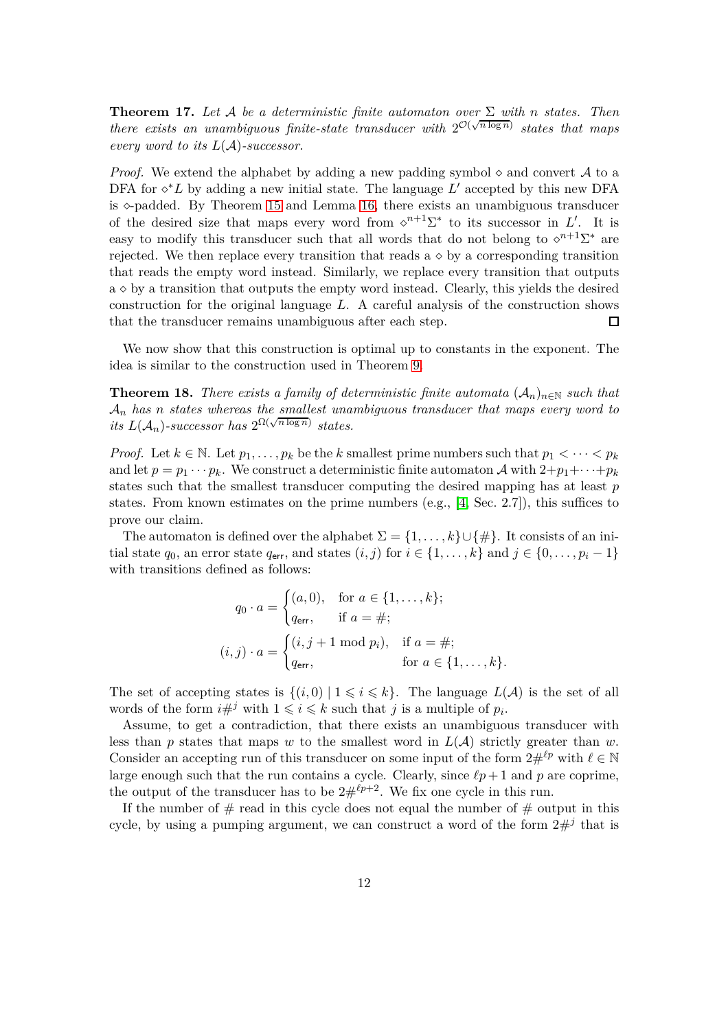**Theorem 17.** *Let $\mathcal{A}$ be a deterministic finite automaton over $\Sigma$ with $n$ states. Then there exists an unambiguous finite-state transducer with $2^{\mathcal{O}(\sqrt{n \log n})}$ states that maps every word to its $L(\mathcal{A})$-successor.*

*Proof.* We extend the alphabet by adding a new padding symbol $\diamond$ and convert $\mathcal{A}$ to a DFA for $\diamond^* L$ by adding a new initial state. The language $L'$ accepted by this new DFA is $\diamond$-padded. By Theorem 15 and Lemma 16, there exists an unambiguous transducer of the desired size that maps every word from $\diamond^{n+1}\Sigma^*$ to its successor in $L'$. It is easy to modify this transducer such that all words that do not belong to $\diamond^{n+1}\Sigma^*$ are rejected. We then replace every transition that reads a $\diamond$ by a corresponding transition that reads the empty word instead. Similarly, we replace every transition that outputs a $\diamond$ by a transition that outputs the empty word instead. Clearly, this yields the desired construction for the original language $L$. A careful analysis of the construction shows that the transducer remains unambiguous after each step. ◻

We now show that this construction is optimal up to constants in the exponent. The idea is similar to the construction used in Theorem 9.

**Theorem 18.** *There exists a family of deterministic finite automata $(\mathcal{A}_n)_{n \in \mathbb{N}}$ such that $\mathcal{A}_n$ has $n$ states whereas the smallest unambiguous transducer that maps every word to its $L(\mathcal{A}_n)$-successor has $2^{\Omega(\sqrt{n \log n})}$ states.*

*Proof.* Let $k \in \mathbb{N}$. Let $p_1, \dots, p_k$ be the $k$ smallest prime numbers such that $p_1 < \cdots < p_k$ and let $p = p_1 \cdots p_k$. We construct a deterministic finite automaton $\mathcal{A}$ with $2 + p_1 + \cdots + p_k$ states such that the smallest transducer computing the desired mapping has at least $p$ states. From known estimates on the prime numbers (e.g., [4, Sec. 2.7]), this suffices to prove our claim.

The automaton is defined over the alphabet $\Sigma = \{1, \dots, k\} \cup \{\#\}$. It consists of an initial state $q_0$, an error state $q_{\mathsf{err}}$, and states $(i, j)$ for $i \in \{1, \dots, k\}$ and $j \in \{0, \dots, p_i - 1\}$ with transitions defined as follows:

$$q_0 \cdot a = \begin{cases} (a, 0), & \text{for } a \in \{1, \dots, k\}; \\ q_{\mathsf{err}}, & \text{if } a = \#; \end{cases}$$

$$(i, j) \cdot a = \begin{cases} (i, j + 1 \bmod p_i), & \text{if } a = \#; \\ q_{\mathsf{err}}, & \text{for } a \in \{1, \dots, k\}. \end{cases}$$

The set of accepting states is $\{(i, 0) \mid 1 \leqslant i \leqslant k\}$. The language $L(\mathcal{A})$ is the set of all words of the form $i\#^j$ with $1 \leqslant i \leqslant k$ such that $j$ is a multiple of $p_i$.

Assume, to get a contradiction, that there exists an unambiguous transducer with less than $p$ states that maps $w$ to the smallest word in $L(\mathcal{A})$ strictly greater than $w$. Consider an accepting run of this transducer on some input of the form $2\#^{\ell p}$ with $\ell \in \mathbb{N}$ large enough such that the run contains a cycle. Clearly, since $\ell p + 1$ and $p$ are coprime, the output of the transducer has to be $2\#^{\ell p + 2}$. We fix one cycle in this run.

If the number of $\#$ read in this cycle does not equal the number of $\#$ output in this cycle, by using a pumping argument, we can construct a word of the form $2\#^j$ that is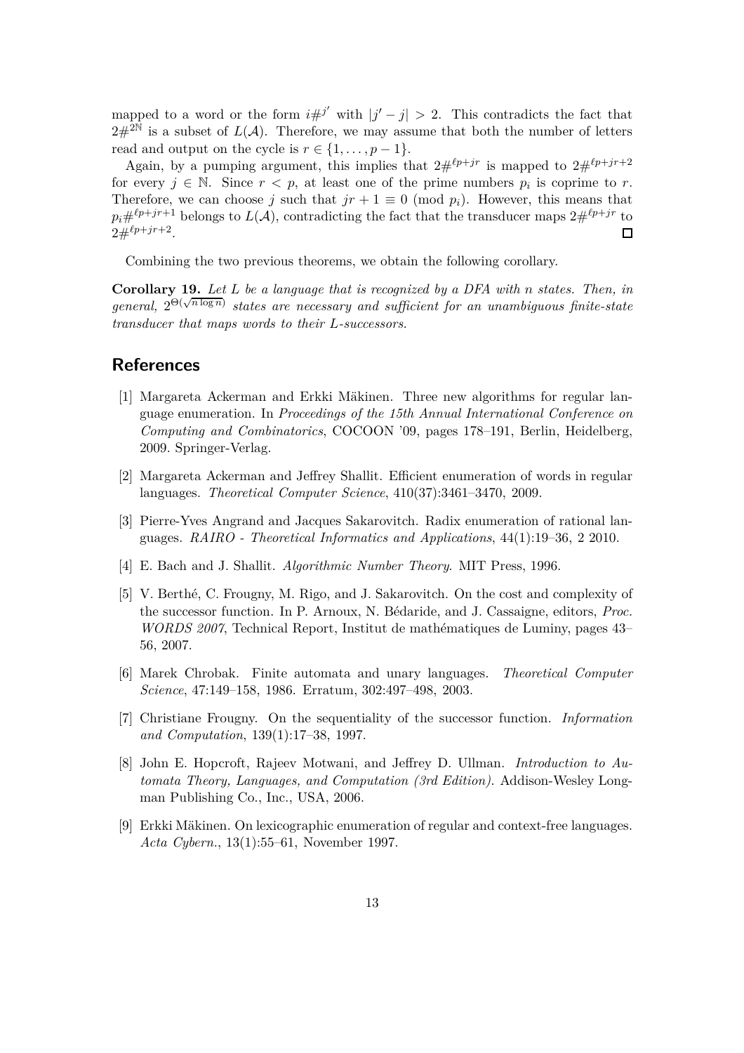mapped to a word or the form $i\#^{j'}$ with $|j' - j| > 2$. This contradicts the fact that $2\#^{2\mathbb{N}}$ is a subset of $L(\mathcal{A})$. Therefore, we may assume that both the number of letters read and output on the cycle is $r \in \{1, \ldots, p-1\}$.

Again, by a pumping argument, this implies that $2\#^{\ell p + jr}$ is mapped to $2\#^{\ell p + jr + 2}$ for every $j \in \mathbb{N}$. Since $r < p$, at least one of the prime numbers $p_i$ is coprime to $r$. Therefore, we can choose $j$ such that $jr + 1 \equiv 0 \pmod{p_i}$. However, this means that $p_i\#^{\ell p + jr + 1}$ belongs to $L(\mathcal{A})$, contradicting the fact that the transducer maps $2\#^{\ell p + jr}$ to $2\#^{\ell p + jr + 2}$. ◻

Combining the two previous theorems, we obtain the following corollary.

**Corollary 19.** *Let $L$ be a language that is recognized by a DFA with $n$ states. Then, in general, $2^{\Theta(\sqrt{n \log n})}$ states are necessary and sufficient for an unambiguous finite-state transducer that maps words to their $L$-successors.*

## References

[1] Margareta Ackerman and Erkki Mäkinen. Three new algorithms for regular language enumeration. In *Proceedings of the 15th Annual International Conference on Computing and Combinatorics*, COCOON '09, pages 178–191, Berlin, Heidelberg, 2009. Springer-Verlag.

[2] Margareta Ackerman and Jeffrey Shallit. Efficient enumeration of words in regular languages. *Theoretical Computer Science*, 410(37):3461–3470, 2009.

[3] Pierre-Yves Angrand and Jacques Sakarovitch. Radix enumeration of rational languages. *RAIRO - Theoretical Informatics and Applications*, 44(1):19–36, 2 2010.

[4] E. Bach and J. Shallit. *Algorithmic Number Theory*. MIT Press, 1996.

[5] V. Berthé, C. Frougny, M. Rigo, and J. Sakarovitch. On the cost and complexity of the successor function. In P. Arnoux, N. Bédaride, and J. Cassaigne, editors, *Proc. WORDS 2007*, Technical Report, Institut de mathématiques de Luminy, pages 43–56, 2007.

[6] Marek Chrobak. Finite automata and unary languages. *Theoretical Computer Science*, 47:149–158, 1986. Erratum, 302:497–498, 2003.

[7] Christiane Frougny. On the sequentiality of the successor function. *Information and Computation*, 139(1):17–38, 1997.

[8] John E. Hopcroft, Rajeev Motwani, and Jeffrey D. Ullman. *Introduction to Automata Theory, Languages, and Computation (3rd Edition)*. Addison-Wesley Longman Publishing Co., Inc., USA, 2006.

[9] Erkki Mäkinen. On lexicographic enumeration of regular and context-free languages. *Acta Cybern.*, 13(1):55–61, November 1997.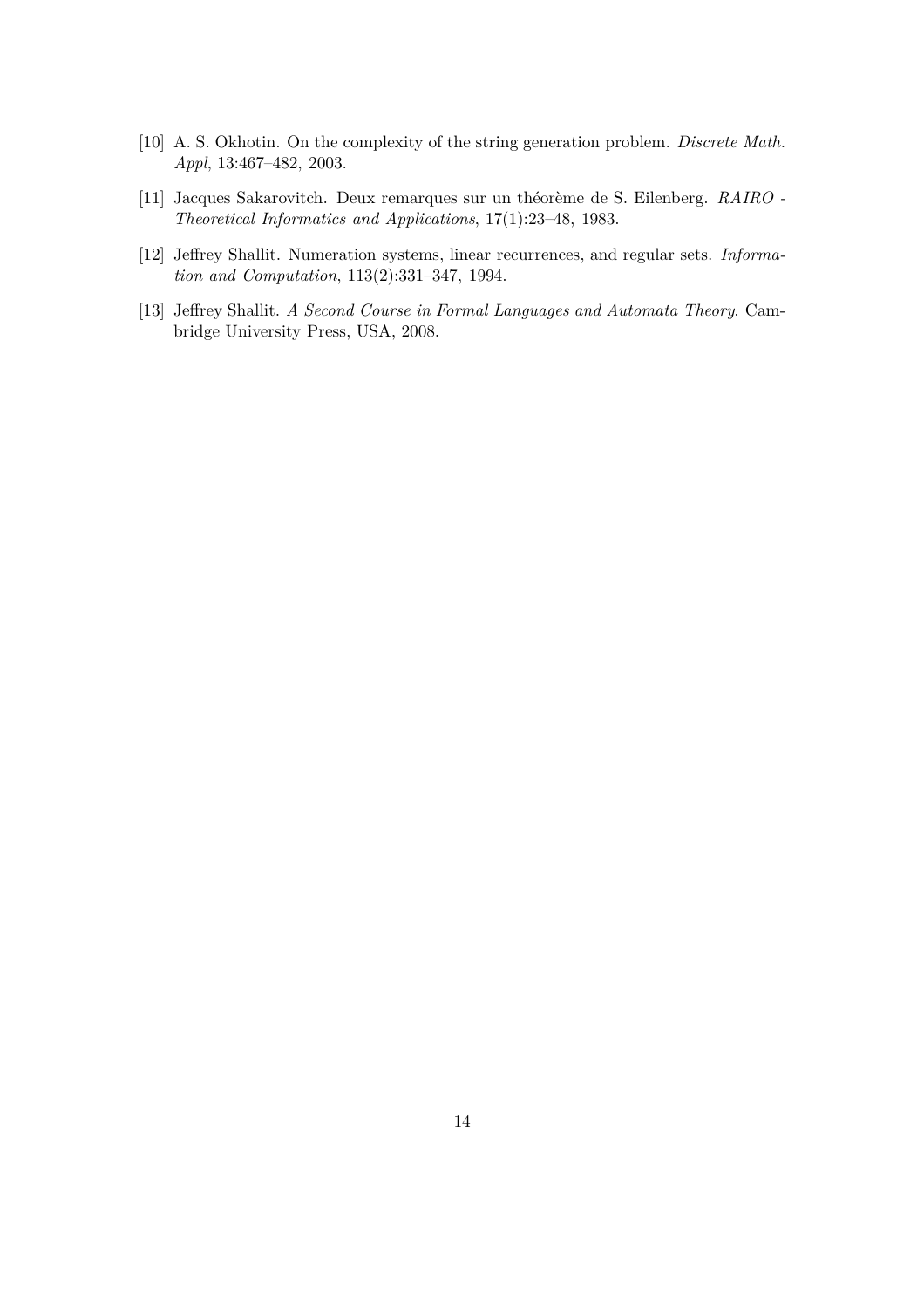[10] A. S. Okhotin. On the complexity of the string generation problem. *Discrete Math. Appl*, 13:467–482, 2003.

[11] Jacques Sakarovitch. Deux remarques sur un théorème de S. Eilenberg. *RAIRO - Theoretical Informatics and Applications*, 17(1):23–48, 1983.

[12] Jeffrey Shallit. Numeration systems, linear recurrences, and regular sets. *Information and Computation*, 113(2):331–347, 1994.

[13] Jeffrey Shallit. *A Second Course in Formal Languages and Automata Theory*. Cambridge University Press, USA, 2008.